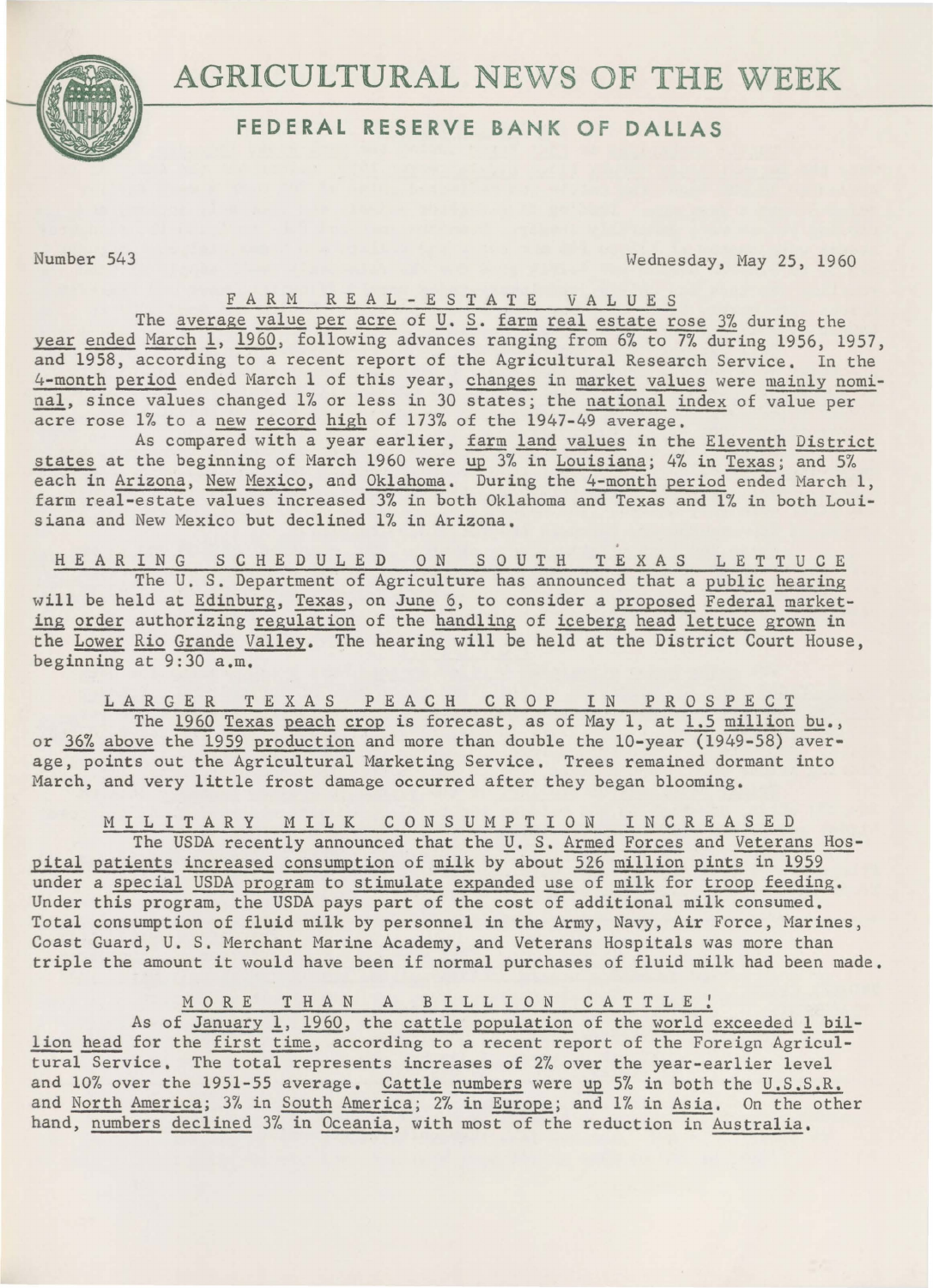# AGRICULTURAL NEWS OF THE WEEK

## FEDERAL RESERVE BANK OF DALLAS

Number 543 Wednesday, May 25, 1960

### FARM REAL-ESTATE VALUES

The average value per acre of U. S. farm real estate rose 3% during the year ended March 1, 1960, following advances ranging from 6% to 7% during 1956, 1957, and 1958, according to a recent report of the Agricultural Research Service. In the 4-month period ended March 1 of this year, changes in market values were mainly nominal, since values changed 1% or less in 30 states; the national index of value per acre rose 1% to a new record high of 173% of the 1947-49 average.

As compared with a year earlier, farm land values in the Eleventh District states at the beginning of March 1960 were up 3% in Louisiana; 4% in Texas; and 5% each in Arizona, New Mexico, and Oklahoma. During the 4-month period ended March 1, farm real-estate values increased 3% in both Oklahoma and Texas and 1% in both Louisiana and New Mexico but declined 1% in Arizona.

### HEARING SCHEDULED ON SOUTH TEXAS LETTUCE

The U. S. Department of Agriculture has announced that a public hearing will be held at Edinburg, Texas, on June 6, to consider a proposed Federal marketing order authorizing regulation of the handling of iceberg head lettuce grown in the Lower Rio Grande Valley. The hearing will be held at the District Court House, beginning at 9:30 a.m.

### LARGER TEXAS PEACH CROP IN PROSPECT

The 1960 Texas peach crop is forecast, as of May 1, at 1.5 million bu., or 36% above the 1959 production and more than double the 10-year (1949-58) average, points out the Agricultural Marketing Service. Trees remained dormant into March, and very little frost damage occurred after they began blooming.

### MILITARY MILK CONSUMPTION INCREASED

The USDA recently announced that the U. S. Armed Forces and Veterans Hospital patients increased consumption of milk by about 526 million pints in 1959 under a special USDA program to stimulate expanded use of milk for troop feeding. Under this program, the USDA pays part of the cost of additional milk consumed. Total consumption of fluid milk by personnel in the Army, Navy, Air Force, Marines, Coast Guard, U. S. Merchant Marine Academy, and Veterans Hospitals was more than triple the amount it would have been if normal purchases of fluid milk had been made.

### MORE THAN A BILLION CATTLE!

As of January 1, 1960, the cattle population of the world exceeded 1 billion head for the first time, according to a recent report of the Foreign Agricultural Service. The total represents increases of 2% over the year-earlier level and 10% over the 1951-55 average. Cattle numbers were up 5% in both the U.S.S.R. and North America; 3% in South America; 2% in Europe; and 1% in Asia. On the other hand, numbers declined 3% in Oceania, with most of the reduction in Australia.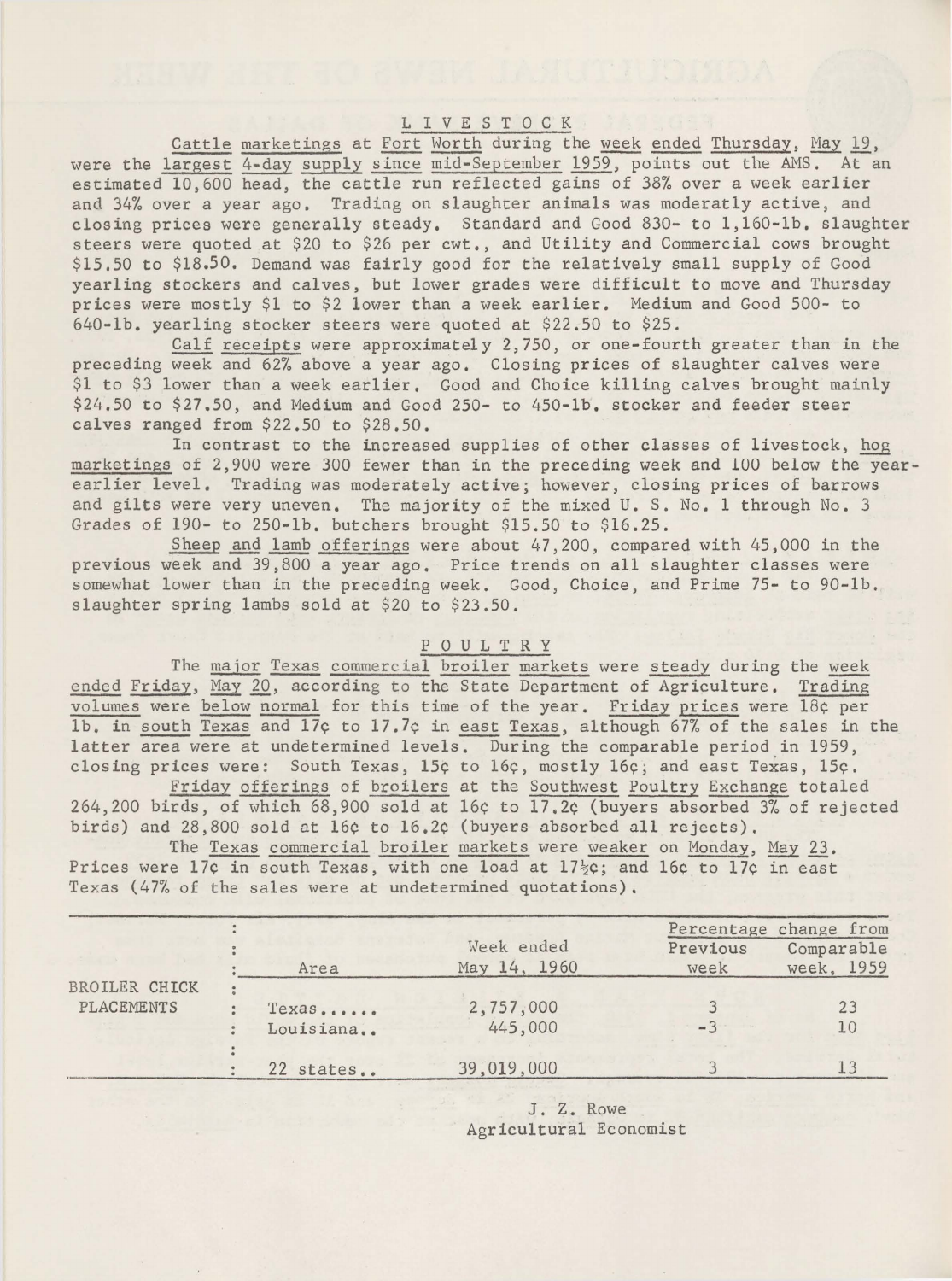## LIVESTOCK

Cattle marketings at Fort Worth during the week ended Thursday, May 19, were the largest 4-day supply since mid-September 1959, points out the AMS. At an estimated 10,600 head, the cattle run reflected gains of 38% over a week earlier and 34% over a year ago. Trading on slaughter animals was moderatly active, and closing prices were generally steady. Standard and Good 830- to 1,160-lb. slaughter steers were quoted at \$20 to \$26 per cwt., and Utility and Commercial cows brought \$15.50 to \$18.50. Demand was fairly good for the relatively small supply of Good yearling stockers and calves, but lower grades were difficult to move and Thursday prices were mostly \$1 to \$2 lower than a week earlier. Medium and Good 500- to 640-lb. yearling stocker steers were quoted at \$22.50 to \$25.

Calf receipts were approximately 2,750, or one-fourth greater than in the preceding week and 62% above a year ago. Closing prices of slaughter calves were \$1 to \$3 lower than a week earlier. Good and Choice killing calves brought mainly \$24.50 to \$27.50, and Medium and Good 250- to 450-lb. stocker and feeder steer calves ranged from \$22.50 to \$28.50.

In contrast to the increased supplies of other classes of livestock, hog marketings of 2,900 were 300 fewer than in the preceding week and 100 below the year-earlier level. Trading was moderately active; however, closing prices of barrows and gilts were very uneven. The majority of the mixed U. S. No. 1 through No. 3 Grades of 190- to 250-lb. butchers brought \$15.50 to \$16.25.

Sheep and lamb offerings were about 47,200, compared with 45,000 in the previous week and 39,800 a year ago. Price trends on all slaughter classes were somewhat lower than in the preceding week. Good, Choice, and Prime 75- to 90-lb. slaughter spring lambs sold at \$20 to \$23.50.

## POULTRY

The major Texas commercial broiler markets were steady during the week ended Friday, May 20, according to the State Department of Agriculture. Trading volumes were below normal for this time of the year. Friday prices were 18¢ per lb. in south Texas and 17¢ to 17.7¢ in east Texas, although 67% of the sales in the latter area were at undetermined levels. During the comparable period in 1959, closing prices were: South Texas, 15¢ to 16¢, mostly 16¢; and east Texas, 15¢.

Friday offerings of broilers at the Southwest Poultry Exchange totaled 264,200 birds, of which 68,900 sold at 16¢ to 17.2¢ (buyers absorbed 3% of rejected birds) and 28,800 sold at 16¢ to 16.2¢ (buyers absorbed all rejects).

The Texas commercial broiler markets were weaker on Monday, May 23. Prices were 17¢ in south Texas, with one load at 17½¢; and 16¢ to 17¢ in east Texas (47% of the sales were at undetermined quotations).

| | Area | Week ended May 14, 1960 | Percentage change from Previous week | Percentage change from Comparable week, 1959 |
|---|---|---|---|---|
| BROILER CHICK PLACEMENTS | Texas...... | 2,757,000 | 3 | 23 |
| | Louisiana.. | 445,000 | -3 | 10 |
| | 22 states.. | 39,019,000 | 3 | 13 |

J. Z. Rowe
Agricultural Economist